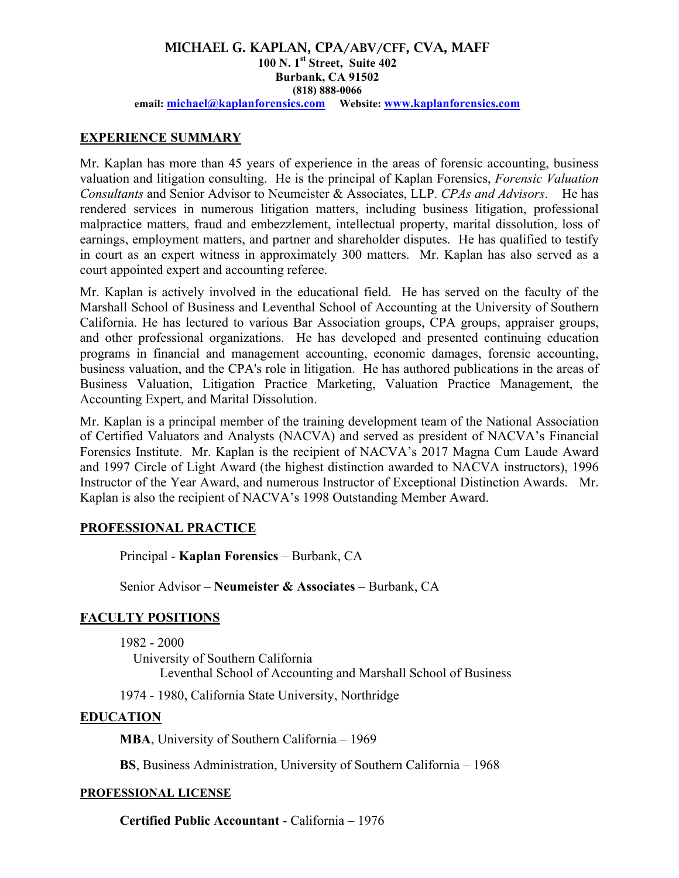# MICHAEL G. KAPLAN, CPA/ABV/CFF, CVA, MAFF

**100 N. 1st Street, Suite 402**
**Burbank, CA 91502**
**(818) 888-0066**
**email: michael@kaplanforensics.com Website: www.kaplanforensics.com**

## EXPERIENCE SUMMARY

Mr. Kaplan has more than 45 years of experience in the areas of forensic accounting, business valuation and litigation consulting. He is the principal of Kaplan Forensics, *Forensic Valuation Consultants* and Senior Advisor to Neumeister & Associates, LLP. *CPAs and Advisors*. He has rendered services in numerous litigation matters, including business litigation, professional malpractice matters, fraud and embezzlement, intellectual property, marital dissolution, loss of earnings, employment matters, and partner and shareholder disputes. He has qualified to testify in court as an expert witness in approximately 300 matters. Mr. Kaplan has also served as a court appointed expert and accounting referee.

Mr. Kaplan is actively involved in the educational field. He has served on the faculty of the Marshall School of Business and Leventhal School of Accounting at the University of Southern California. He has lectured to various Bar Association groups, CPA groups, appraiser groups, and other professional organizations. He has developed and presented continuing education programs in financial and management accounting, economic damages, forensic accounting, business valuation, and the CPA's role in litigation. He has authored publications in the areas of Business Valuation, Litigation Practice Marketing, Valuation Practice Management, the Accounting Expert, and Marital Dissolution.

Mr. Kaplan is a principal member of the training development team of the National Association of Certified Valuators and Analysts (NACVA) and served as president of NACVA's Financial Forensics Institute. Mr. Kaplan is the recipient of NACVA's 2017 Magna Cum Laude Award and 1997 Circle of Light Award (the highest distinction awarded to NACVA instructors), 1996 Instructor of the Year Award, and numerous Instructor of Exceptional Distinction Awards. Mr. Kaplan is also the recipient of NACVA's 1998 Outstanding Member Award.

## PROFESSIONAL PRACTICE

Principal - **Kaplan Forensics** – Burbank, CA

Senior Advisor – **Neumeister & Associates** – Burbank, CA

## FACULTY POSITIONS

1982 - 2000
University of Southern California
Leventhal School of Accounting and Marshall School of Business

1974 - 1980, California State University, Northridge

## EDUCATION

**MBA**, University of Southern California – 1969

**BS**, Business Administration, University of Southern California – 1968

## PROFESSIONAL LICENSE

**Certified Public Accountant** - California – 1976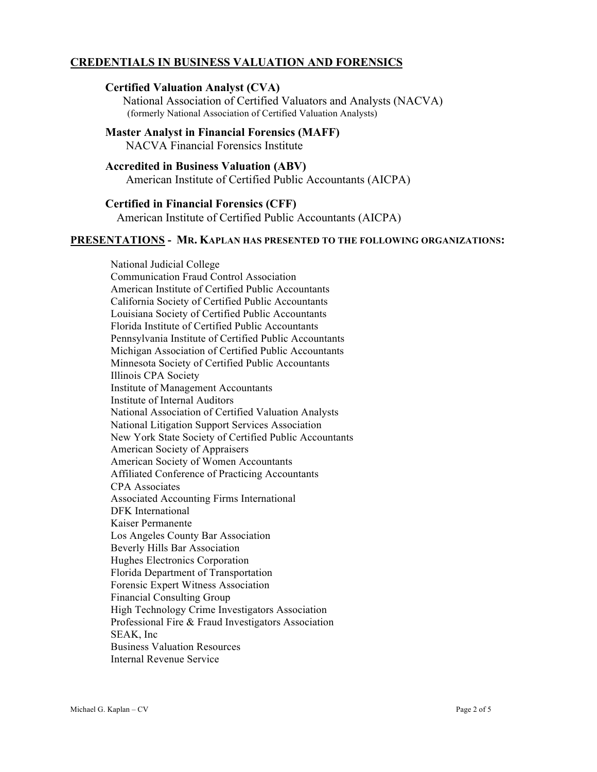## CREDENTIALS IN BUSINESS VALUATION AND FORENSICS

**Certified Valuation Analyst (CVA)**
National Association of Certified Valuators and Analysts (NACVA)
(formerly National Association of Certified Valuation Analysts)

**Master Analyst in Financial Forensics (MAFF)**
NACVA Financial Forensics Institute

**Accredited in Business Valuation (ABV)**
American Institute of Certified Public Accountants (AICPA)

**Certified in Financial Forensics (CFF)**
American Institute of Certified Public Accountants (AICPA)

## PRESENTATIONS - MR. KAPLAN HAS PRESENTED TO THE FOLLOWING ORGANIZATIONS:

National Judicial College
Communication Fraud Control Association
American Institute of Certified Public Accountants
California Society of Certified Public Accountants
Louisiana Society of Certified Public Accountants
Florida Institute of Certified Public Accountants
Pennsylvania Institute of Certified Public Accountants
Michigan Association of Certified Public Accountants
Minnesota Society of Certified Public Accountants
Illinois CPA Society
Institute of Management Accountants
Institute of Internal Auditors
National Association of Certified Valuation Analysts
National Litigation Support Services Association
New York State Society of Certified Public Accountants
American Society of Appraisers
American Society of Women Accountants
Affiliated Conference of Practicing Accountants
CPA Associates
Associated Accounting Firms International
DFK International
Kaiser Permanente
Los Angeles County Bar Association
Beverly Hills Bar Association
Hughes Electronics Corporation
Florida Department of Transportation
Forensic Expert Witness Association
Financial Consulting Group
High Technology Crime Investigators Association
Professional Fire & Fraud Investigators Association
SEAK, Inc
Business Valuation Resources
Internal Revenue Service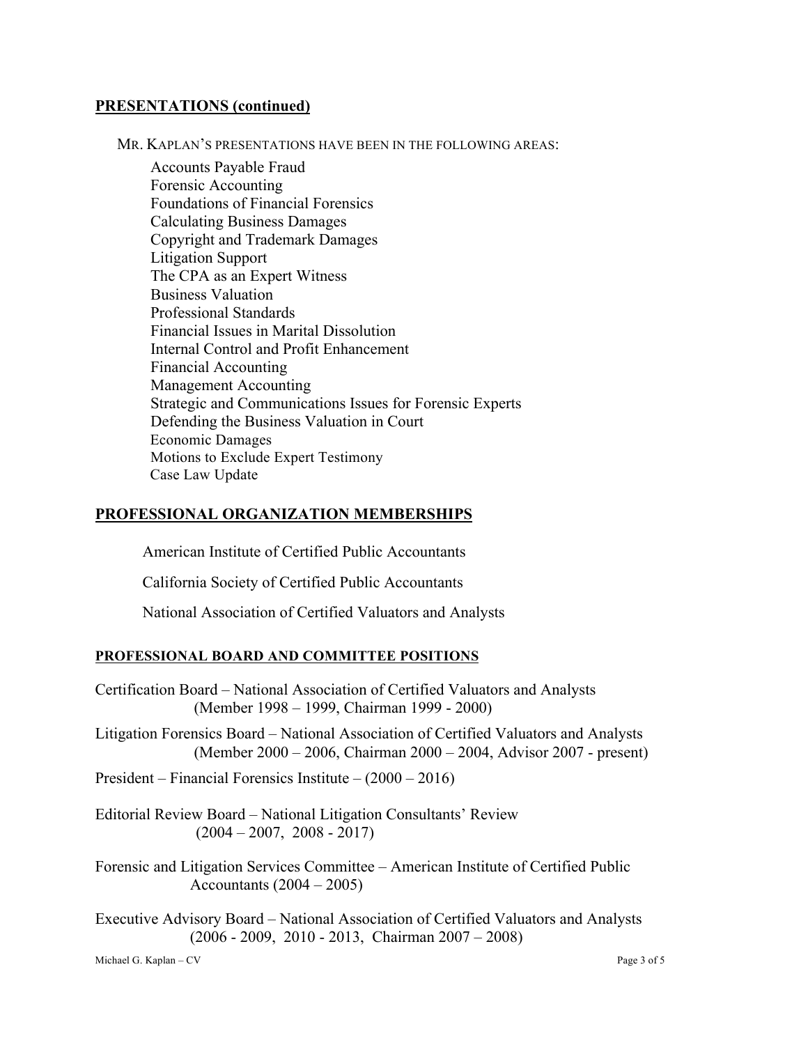## PRESENTATIONS (continued)

MR. KAPLAN'S PRESENTATIONS HAVE BEEN IN THE FOLLOWING AREAS:

- Accounts Payable Fraud
- Forensic Accounting
- Foundations of Financial Forensics
- Calculating Business Damages
- Copyright and Trademark Damages
- Litigation Support
- The CPA as an Expert Witness
- Business Valuation
- Professional Standards
- Financial Issues in Marital Dissolution
- Internal Control and Profit Enhancement
- Financial Accounting
- Management Accounting
- Strategic and Communications Issues for Forensic Experts
- Defending the Business Valuation in Court
- Economic Damages
- Motions to Exclude Expert Testimony
- Case Law Update

## PROFESSIONAL ORGANIZATION MEMBERSHIPS

American Institute of Certified Public Accountants

California Society of Certified Public Accountants

National Association of Certified Valuators and Analysts

## PROFESSIONAL BOARD AND COMMITTEE POSITIONS

Certification Board – National Association of Certified Valuators and Analysts
(Member 1998 – 1999, Chairman 1999 - 2000)

Litigation Forensics Board – National Association of Certified Valuators and Analysts
(Member 2000 – 2006, Chairman 2000 – 2004, Advisor 2007 - present)

President – Financial Forensics Institute – (2000 – 2016)

Editorial Review Board – National Litigation Consultants' Review
(2004 – 2007, 2008 - 2017)

Forensic and Litigation Services Committee – American Institute of Certified Public Accountants (2004 – 2005)

Executive Advisory Board – National Association of Certified Valuators and Analysts
(2006 - 2009, 2010 - 2013, Chairman 2007 – 2008)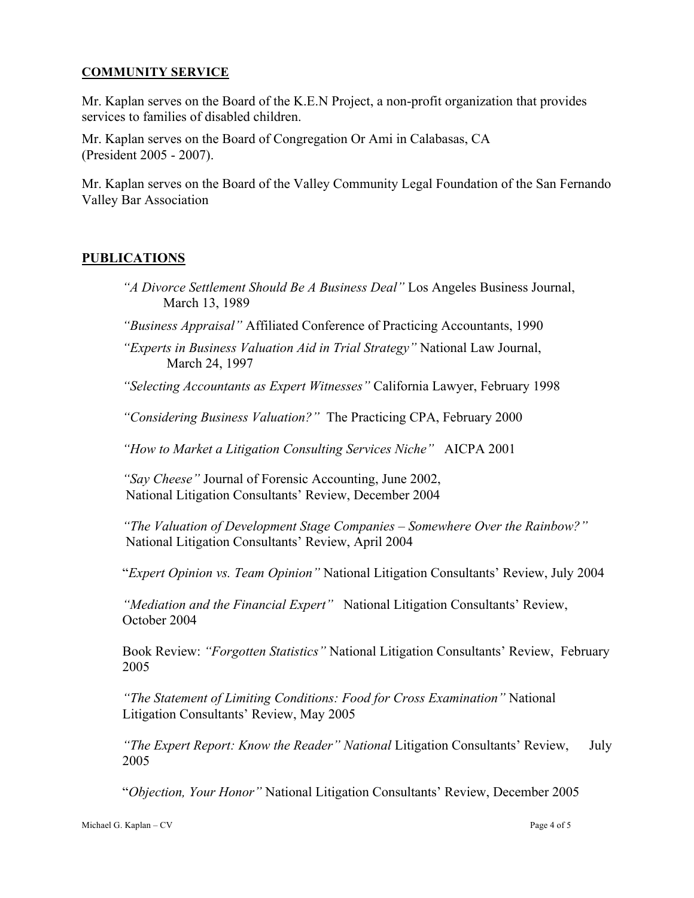## COMMUNITY SERVICE

Mr. Kaplan serves on the Board of the K.E.N Project, a non-profit organization that provides services to families of disabled children.

Mr. Kaplan serves on the Board of Congregation Or Ami in Calabasas, CA (President 2005 - 2007).

Mr. Kaplan serves on the Board of the Valley Community Legal Foundation of the San Fernando Valley Bar Association

## PUBLICATIONS

*"A Divorce Settlement Should Be A Business Deal"* Los Angeles Business Journal, March 13, 1989

*"Business Appraisal"* Affiliated Conference of Practicing Accountants, 1990

*"Experts in Business Valuation Aid in Trial Strategy"* National Law Journal, March 24, 1997

*"Selecting Accountants as Expert Witnesses"* California Lawyer, February 1998

*"Considering Business Valuation?"* The Practicing CPA, February 2000

*"How to Market a Litigation Consulting Services Niche"* AICPA 2001

*"Say Cheese"* Journal of Forensic Accounting, June 2002, National Litigation Consultants' Review, December 2004

*"The Valuation of Development Stage Companies – Somewhere Over the Rainbow?"* National Litigation Consultants' Review, April 2004

*"Expert Opinion vs. Team Opinion"* National Litigation Consultants' Review, July 2004

*"Mediation and the Financial Expert"* National Litigation Consultants' Review, October 2004

Book Review: *"Forgotten Statistics"* National Litigation Consultants' Review, February 2005

*"The Statement of Limiting Conditions: Food for Cross Examination"* National Litigation Consultants' Review, May 2005

*"The Expert Report: Know the Reader" National* Litigation Consultants' Review, July 2005

*"Objection, Your Honor"* National Litigation Consultants' Review, December 2005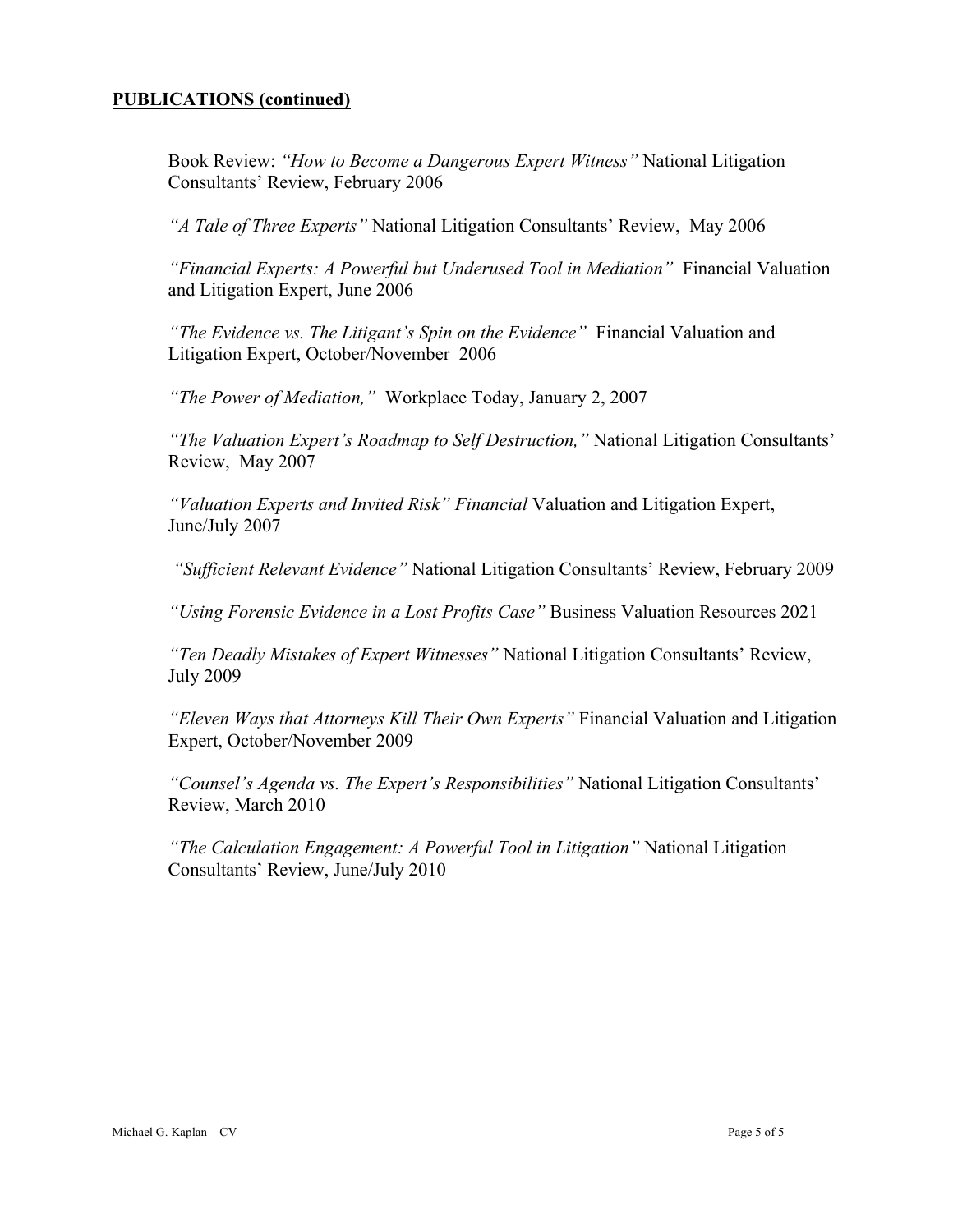**PUBLICATIONS (continued)**

Book Review: *"How to Become a Dangerous Expert Witness"* National Litigation Consultants' Review, February 2006

*"A Tale of Three Experts"* National Litigation Consultants' Review, May 2006

*"Financial Experts: A Powerful but Underused Tool in Mediation"* Financial Valuation and Litigation Expert, June 2006

*"The Evidence vs. The Litigant's Spin on the Evidence"* Financial Valuation and Litigation Expert, October/November 2006

*"The Power of Mediation,"* Workplace Today, January 2, 2007

*"The Valuation Expert's Roadmap to Self Destruction,"* National Litigation Consultants' Review, May 2007

*"Valuation Experts and Invited Risk" Financial* Valuation and Litigation Expert, June/July 2007

*"Sufficient Relevant Evidence"* National Litigation Consultants' Review, February 2009

*"Using Forensic Evidence in a Lost Profits Case"* Business Valuation Resources 2021

*"Ten Deadly Mistakes of Expert Witnesses"* National Litigation Consultants' Review, July 2009

*"Eleven Ways that Attorneys Kill Their Own Experts"* Financial Valuation and Litigation Expert, October/November 2009

*"Counsel's Agenda vs. The Expert's Responsibilities"* National Litigation Consultants' Review, March 2010

*"The Calculation Engagement: A Powerful Tool in Litigation"* National Litigation Consultants' Review, June/July 2010